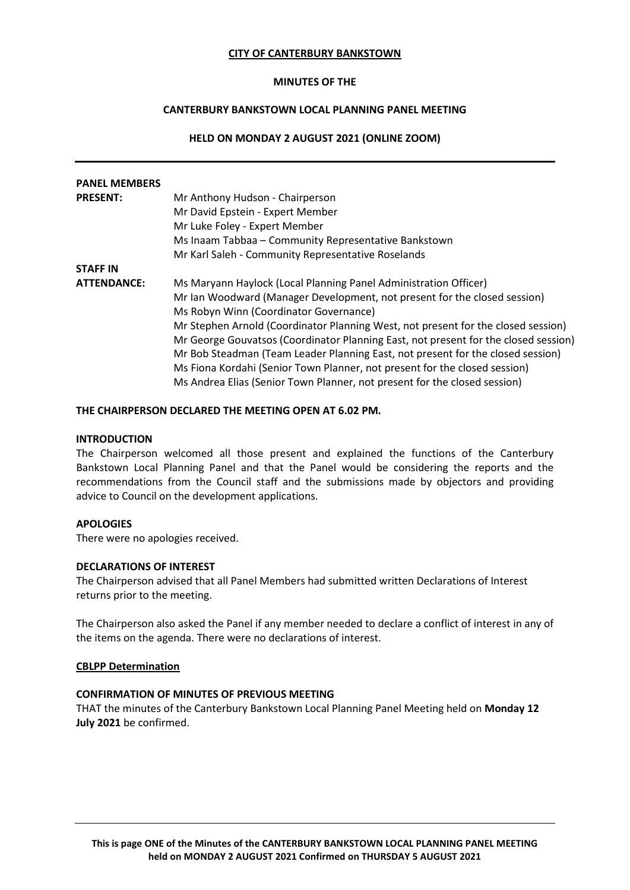**CITY OF CANTERBURY BANKSTOWN**

**MINUTES OF THE**

**CANTERBURY BANKSTOWN LOCAL PLANNING PANEL MEETING**

**HELD ON MONDAY 2 AUGUST 2021 (ONLINE ZOOM)**

---

**PANEL MEMBERS PRESENT:**

Mr Anthony Hudson - Chairperson
Mr David Epstein - Expert Member
Mr Luke Foley - Expert Member
Ms Inaam Tabbaa – Community Representative Bankstown
Mr Karl Saleh - Community Representative Roselands

**STAFF IN ATTENDANCE:**

Ms Maryann Haylock (Local Planning Panel Administration Officer)
Mr Ian Woodward (Manager Development, not present for the closed session)
Ms Robyn Winn (Coordinator Governance)
Mr Stephen Arnold (Coordinator Planning West, not present for the closed session)
Mr George Gouvatsos (Coordinator Planning East, not present for the closed session)
Mr Bob Steadman (Team Leader Planning East, not present for the closed session)
Ms Fiona Kordahi (Senior Town Planner, not present for the closed session)
Ms Andrea Elias (Senior Town Planner, not present for the closed session)

**THE CHAIRPERSON DECLARED THE MEETING OPEN AT 6.02 PM.**

**INTRODUCTION**

The Chairperson welcomed all those present and explained the functions of the Canterbury Bankstown Local Planning Panel and that the Panel would be considering the reports and the recommendations from the Council staff and the submissions made by objectors and providing advice to Council on the development applications.

**APOLOGIES**

There were no apologies received.

**DECLARATIONS OF INTEREST**

The Chairperson advised that all Panel Members had submitted written Declarations of Interest returns prior to the meeting.

The Chairperson also asked the Panel if any member needed to declare a conflict of interest in any of the items on the agenda. There were no declarations of interest.

**CBLPP Determination**

**CONFIRMATION OF MINUTES OF PREVIOUS MEETING**

THAT the minutes of the Canterbury Bankstown Local Planning Panel Meeting held on **Monday 12 July 2021** be confirmed.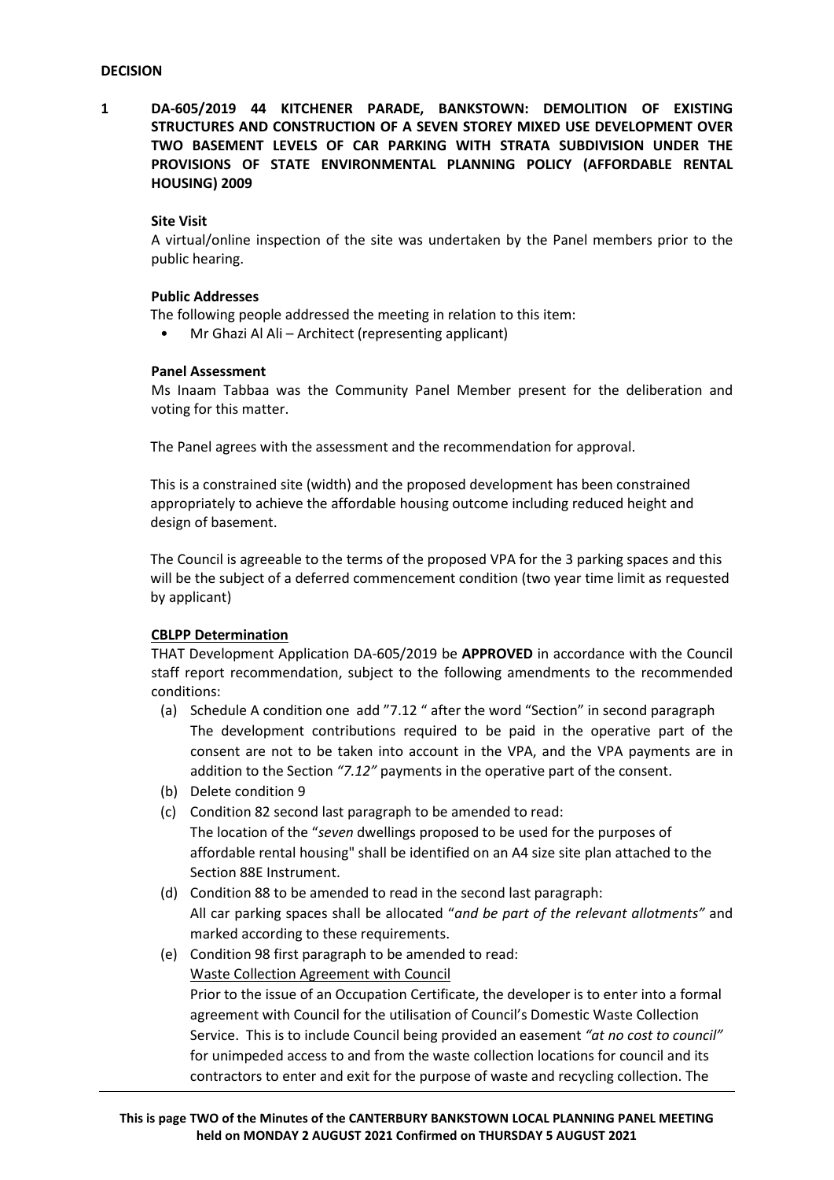**DECISION**

**1 DA-605/2019 44 KITCHENER PARADE, BANKSTOWN: DEMOLITION OF EXISTING STRUCTURES AND CONSTRUCTION OF A SEVEN STOREY MIXED USE DEVELOPMENT OVER TWO BASEMENT LEVELS OF CAR PARKING WITH STRATA SUBDIVISION UNDER THE PROVISIONS OF STATE ENVIRONMENTAL PLANNING POLICY (AFFORDABLE RENTAL HOUSING) 2009**

**Site Visit**

A virtual/online inspection of the site was undertaken by the Panel members prior to the public hearing.

**Public Addresses**

The following people addressed the meeting in relation to this item:

- Mr Ghazi Al Ali – Architect (representing applicant)

**Panel Assessment**

Ms Inaam Tabbaa was the Community Panel Member present for the deliberation and voting for this matter.

The Panel agrees with the assessment and the recommendation for approval.

This is a constrained site (width) and the proposed development has been constrained appropriately to achieve the affordable housing outcome including reduced height and design of basement.

The Council is agreeable to the terms of the proposed VPA for the 3 parking spaces and this will be the subject of a deferred commencement condition (two year time limit as requested by applicant)

**CBLPP Determination**

THAT Development Application DA-605/2019 be **APPROVED** in accordance with the Council staff report recommendation, subject to the following amendments to the recommended conditions:

(a) Schedule A condition one add "7.12 " after the word "Section" in second paragraph
The development contributions required to be paid in the operative part of the consent are not to be taken into account in the VPA, and the VPA payments are in addition to the Section *"7.12"* payments in the operative part of the consent.

(b) Delete condition 9

(c) Condition 82 second last paragraph to be amended to read:
The location of the "*seven* dwellings proposed to be used for the purposes of affordable rental housing" shall be identified on an A4 size site plan attached to the Section 88E Instrument.

(d) Condition 88 to be amended to read in the second last paragraph:
All car parking spaces shall be allocated "*and be part of the relevant allotments"* and marked according to these requirements.

(e) Condition 98 first paragraph to be amended to read:
Waste Collection Agreement with Council
Prior to the issue of an Occupation Certificate, the developer is to enter into a formal agreement with Council for the utilisation of Council's Domestic Waste Collection Service. This is to include Council being provided an easement *"at no cost to council"* for unimpeded access to and from the waste collection locations for council and its contractors to enter and exit for the purpose of waste and recycling collection. The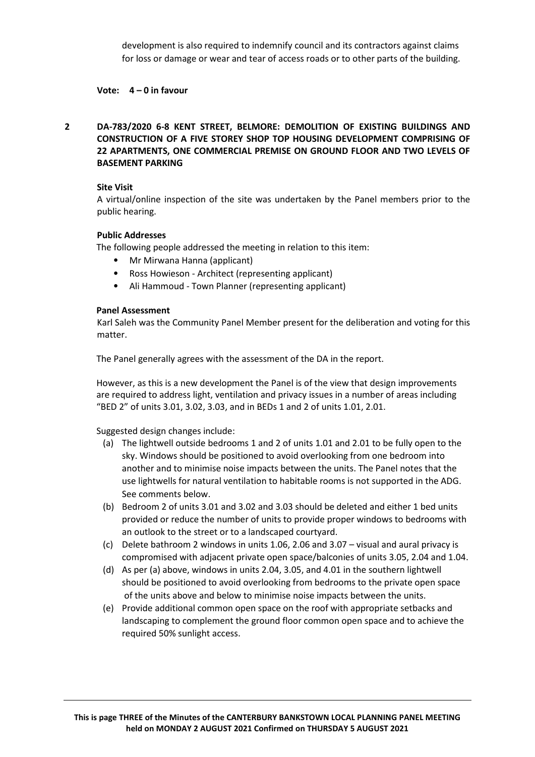development is also required to indemnify council and its contractors against claims for loss or damage or wear and tear of access roads or to other parts of the building.

**Vote: 4 – 0 in favour**

## 2 DA-783/2020 6-8 KENT STREET, BELMORE: DEMOLITION OF EXISTING BUILDINGS AND CONSTRUCTION OF A FIVE STOREY SHOP TOP HOUSING DEVELOPMENT COMPRISING OF 22 APARTMENTS, ONE COMMERCIAL PREMISE ON GROUND FLOOR AND TWO LEVELS OF BASEMENT PARKING

**Site Visit**

A virtual/online inspection of the site was undertaken by the Panel members prior to the public hearing.

**Public Addresses**

The following people addressed the meeting in relation to this item:

- Mr Mirwana Hanna (applicant)
- Ross Howieson - Architect (representing applicant)
- Ali Hammoud - Town Planner (representing applicant)

**Panel Assessment**

Karl Saleh was the Community Panel Member present for the deliberation and voting for this matter.

The Panel generally agrees with the assessment of the DA in the report.

However, as this is a new development the Panel is of the view that design improvements are required to address light, ventilation and privacy issues in a number of areas including "BED 2" of units 3.01, 3.02, 3.03, and in BEDs 1 and 2 of units 1.01, 2.01.

Suggested design changes include:

(a) The lightwell outside bedrooms 1 and 2 of units 1.01 and 2.01 to be fully open to the sky. Windows should be positioned to avoid overlooking from one bedroom into another and to minimise noise impacts between the units. The Panel notes that the use lightwells for natural ventilation to habitable rooms is not supported in the ADG. See comments below.

(b) Bedroom 2 of units 3.01 and 3.02 and 3.03 should be deleted and either 1 bed units provided or reduce the number of units to provide proper windows to bedrooms with an outlook to the street or to a landscaped courtyard.

(c) Delete bathroom 2 windows in units 1.06, 2.06 and 3.07 – visual and aural privacy is compromised with adjacent private open space/balconies of units 3.05, 2.04 and 1.04.

(d) As per (a) above, windows in units 2.04, 3.05, and 4.01 in the southern lightwell should be positioned to avoid overlooking from bedrooms to the private open space of the units above and below to minimise noise impacts between the units.

(e) Provide additional common open space on the roof with appropriate setbacks and landscaping to complement the ground floor common open space and to achieve the required 50% sunlight access.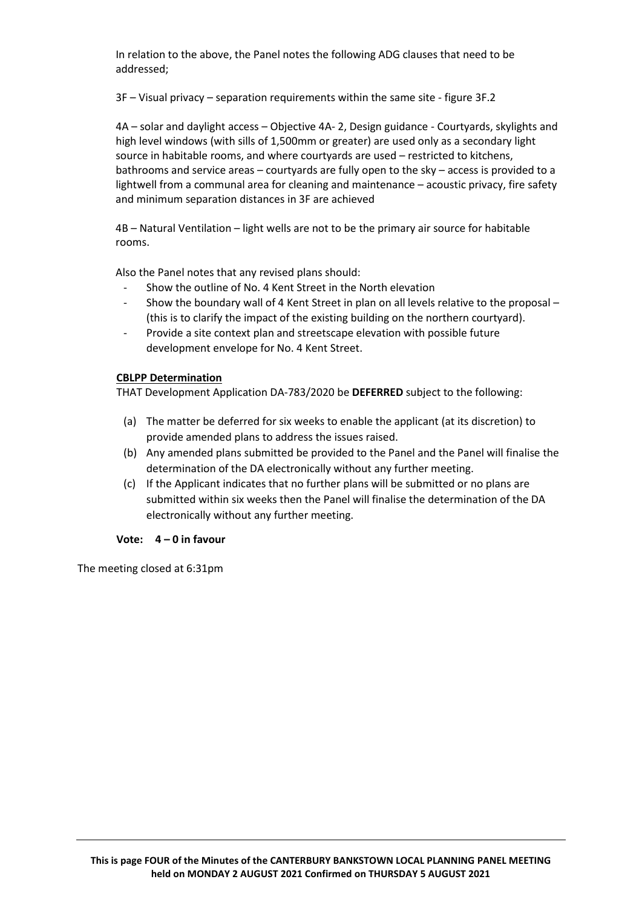In relation to the above, the Panel notes the following ADG clauses that need to be addressed;

3F – Visual privacy – separation requirements within the same site - figure 3F.2

4A – solar and daylight access – Objective 4A- 2, Design guidance - Courtyards, skylights and high level windows (with sills of 1,500mm or greater) are used only as a secondary light source in habitable rooms, and where courtyards are used – restricted to kitchens, bathrooms and service areas – courtyards are fully open to the sky – access is provided to a lightwell from a communal area for cleaning and maintenance – acoustic privacy, fire safety and minimum separation distances in 3F are achieved

4B – Natural Ventilation – light wells are not to be the primary air source for habitable rooms.

Also the Panel notes that any revised plans should:

- Show the outline of No. 4 Kent Street in the North elevation
- Show the boundary wall of 4 Kent Street in plan on all levels relative to the proposal – (this is to clarify the impact of the existing building on the northern courtyard).
- Provide a site context plan and streetscape elevation with possible future development envelope for No. 4 Kent Street.

**CBLPP Determination**

THAT Development Application DA-783/2020 be **DEFERRED** subject to the following:

(a) The matter be deferred for six weeks to enable the applicant (at its discretion) to provide amended plans to address the issues raised.

(b) Any amended plans submitted be provided to the Panel and the Panel will finalise the determination of the DA electronically without any further meeting.

(c) If the Applicant indicates that no further plans will be submitted or no plans are submitted within six weeks then the Panel will finalise the determination of the DA electronically without any further meeting.

**Vote: 4 – 0 in favour**

The meeting closed at 6:31pm